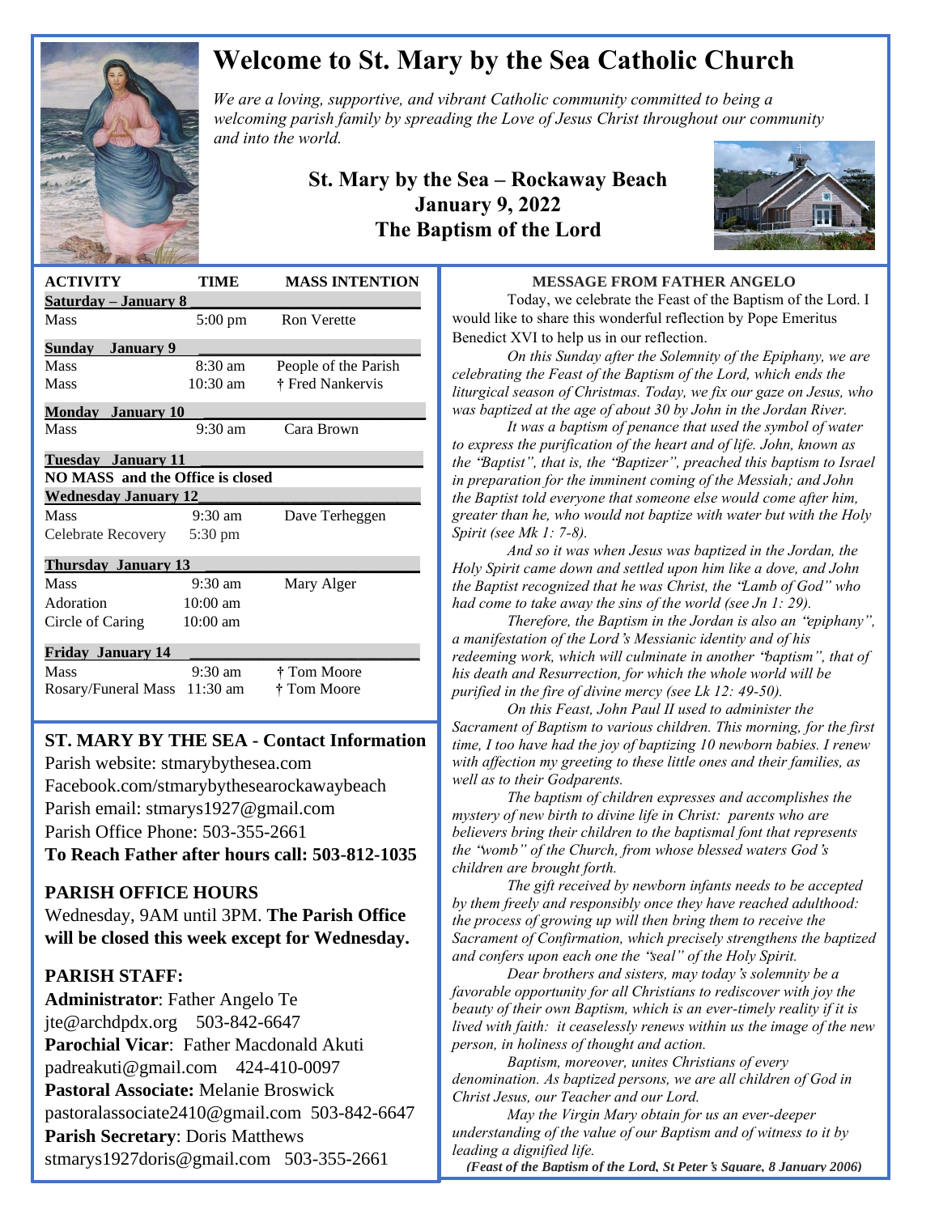# Welcome to St. Mary by the Sea Catholic Church

*We are a loving, supportive, and vibrant Catholic community committed to being a welcoming parish family by spreading the Love of Jesus Christ throughout our community and into the world.*

## St. Mary by the Sea – Rockaway Beach
## January 9, 2022
## The Baptism of the Lord

| ACTIVITY | TIME | MASS INTENTION |
|---|---|---|
| **Saturday – January 8** | | |
| Mass | 5:00 pm | Ron Verette |
| **Sunday January 9** | | |
| Mass | 8:30 am | People of the Parish |
| Mass | 10:30 am | † Fred Nankervis |
| **Monday January 10** | | |
| Mass | 9:30 am | Cara Brown |
| **Tuesday January 11** | | |
| **NO MASS and the Office is closed** | | |
| **Wednesday January 12** | | |
| Mass | 9:30 am | Dave Terheggen |
| Celebrate Recovery | 5:30 pm | |
| **Thursday January 13** | | |
| Mass | 9:30 am | Mary Alger |
| Adoration | 10:00 am | |
| Circle of Caring | 10:00 am | |
| **Friday January 14** | | |
| Mass | 9:30 am | † Tom Moore |
| Rosary/Funeral Mass | 11:30 am | † Tom Moore |

## ST. MARY BY THE SEA - Contact Information

Parish website: stmarybythesea.com
Facebook.com/stmarybythesearockawaybeach
Parish email: stmarys1927@gmail.com
Parish Office Phone: 503-355-2661
**To Reach Father after hours call: 503-812-1035**

## PARISH OFFICE HOURS

Wednesday, 9AM until 3PM. **The Parish Office will be closed this week except for Wednesday.**

## PARISH STAFF:

**Administrator**: Father Angelo Te
jte@archdpdx.org 503-842-6647
**Parochial Vicar**: Father Macdonald Akuti
padreakuti@gmail.com 424-410-0097
**Pastoral Associate:** Melanie Broswick
pastoralassociate2410@gmail.com 503-842-6647
**Parish Secretary**: Doris Matthews
stmarys1927doris@gmail.com 503-355-2661

### MESSAGE FROM FATHER ANGELO

Today, we celebrate the Feast of the Baptism of the Lord. I would like to share this wonderful reflection by Pope Emeritus Benedict XVI to help us in our reflection.

*On this Sunday after the Solemnity of the Epiphany, we are celebrating the Feast of the Baptism of the Lord, which ends the liturgical season of Christmas. Today, we fix our gaze on Jesus, who was baptized at the age of about 30 by John in the Jordan River.*

*It was a baptism of penance that used the symbol of water to express the purification of the heart and of life. John, known as the "Baptist", that is, the "Baptizer", preached this baptism to Israel in preparation for the imminent coming of the Messiah; and John the Baptist told everyone that someone else would come after him, greater than he, who would not baptize with water but with the Holy Spirit (see Mk 1: 7-8).*

*And so it was when Jesus was baptized in the Jordan, the Holy Spirit came down and settled upon him like a dove, and John the Baptist recognized that he was Christ, the "Lamb of God" who had come to take away the sins of the world (see Jn 1: 29).*

*Therefore, the Baptism in the Jordan is also an "epiphany", a manifestation of the Lord's Messianic identity and of his redeeming work, which will culminate in another "baptism", that of his death and Resurrection, for which the whole world will be purified in the fire of divine mercy (see Lk 12: 49-50).*

*On this Feast, John Paul II used to administer the Sacrament of Baptism to various children. This morning, for the first time, I too have had the joy of baptizing 10 newborn babies. I renew with affection my greeting to these little ones and their families, as well as to their Godparents.*

*The baptism of children expresses and accomplishes the mystery of new birth to divine life in Christ: parents who are believers bring their children to the baptismal font that represents the "womb" of the Church, from whose blessed waters God's children are brought forth.*

*The gift received by newborn infants needs to be accepted by them freely and responsibly once they have reached adulthood: the process of growing up will then bring them to receive the Sacrament of Confirmation, which precisely strengthens the baptized and confers upon each one the "seal" of the Holy Spirit.*

*Dear brothers and sisters, may today's solemnity be a favorable opportunity for all Christians to rediscover with joy the beauty of their own Baptism, which is an ever-timely reality if it is lived with faith: it ceaselessly renews within us the image of the new person, in holiness of thought and action.*

*Baptism, moreover, unites Christians of every denomination. As baptized persons, we are all children of God in Christ Jesus, our Teacher and our Lord.*

*May the Virgin Mary obtain for us an ever-deeper understanding of the value of our Baptism and of witness to it by leading a dignified life.*

***(Feast of the Baptism of the Lord, St Peter's Square, 8 January 2006)***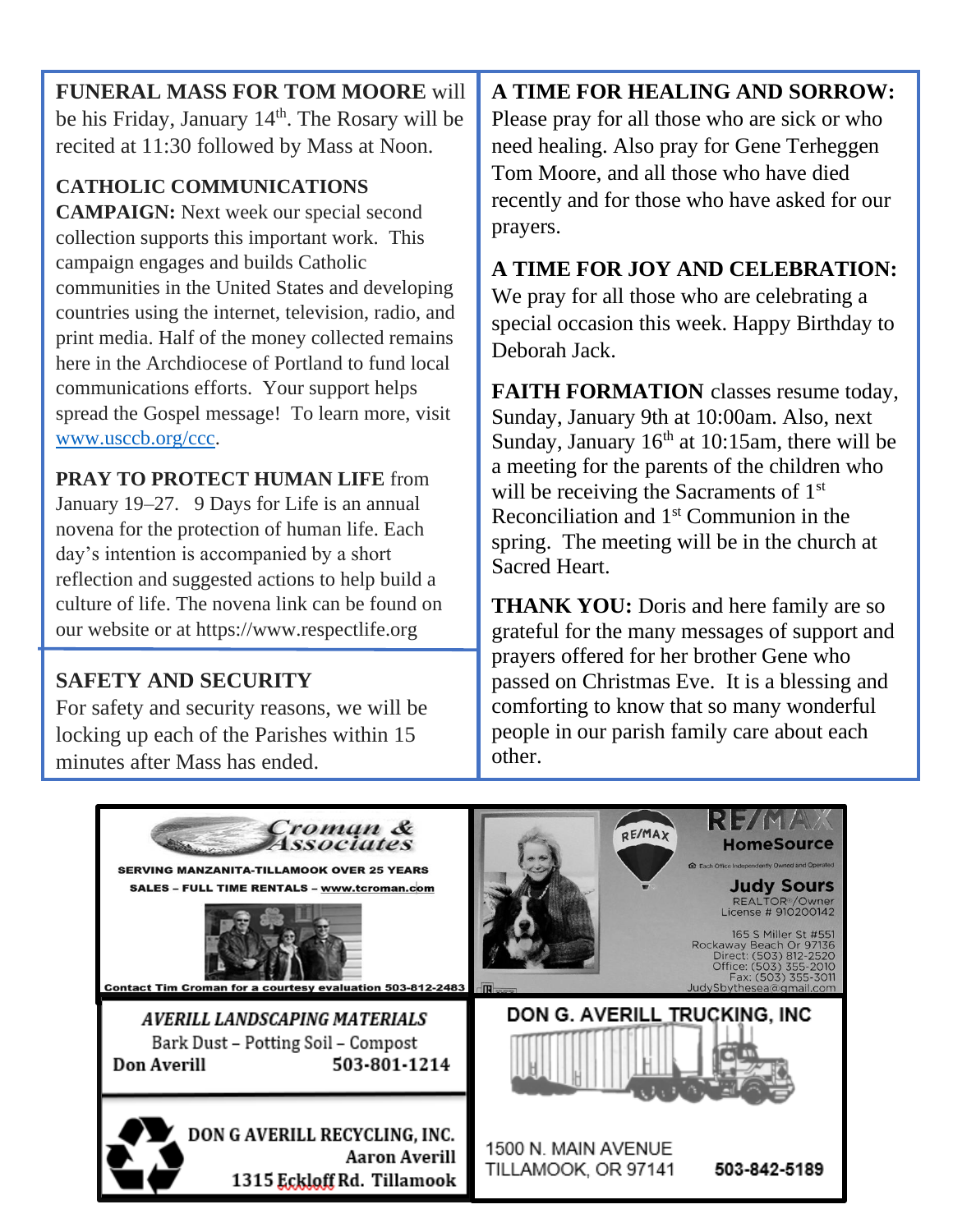**FUNERAL MASS FOR TOM MOORE** will be his Friday, January 14th. The Rosary will be recited at 11:30 followed by Mass at Noon.

**CATHOLIC COMMUNICATIONS CAMPAIGN:** Next week our special second collection supports this important work. This campaign engages and builds Catholic communities in the United States and developing countries using the internet, television, radio, and print media. Half of the money collected remains here in the Archdiocese of Portland to fund local communications efforts. Your support helps spread the Gospel message! To learn more, visit www.usccb.org/ccc.

**PRAY TO PROTECT HUMAN LIFE** from January 19–27. 9 Days for Life is an annual novena for the protection of human life. Each day's intention is accompanied by a short reflection and suggested actions to help build a culture of life. The novena link can be found on our website or at https://www.respectlife.org

**SAFETY AND SECURITY**
For safety and security reasons, we will be locking up each of the Parishes within 15 minutes after Mass has ended.

**A TIME FOR HEALING AND SORROW:** Please pray for all those who are sick or who need healing. Also pray for Gene Terheggen Tom Moore, and all those who have died recently and for those who have asked for our prayers.

**A TIME FOR JOY AND CELEBRATION:** We pray for all those who are celebrating a special occasion this week. Happy Birthday to Deborah Jack.

**FAITH FORMATION** classes resume today, Sunday, January 9th at 10:00am. Also, next Sunday, January 16th at 10:15am, there will be a meeting for the parents of the children who will be receiving the Sacraments of 1st Reconciliation and 1st Communion in the spring. The meeting will be in the church at Sacred Heart.

**THANK YOU:** Doris and here family are so grateful for the many messages of support and prayers offered for her brother Gene who passed on Christmas Eve. It is a blessing and comforting to know that so many wonderful people in our parish family care about each other.

Croman & Associates
SERVING MANZANITA-TILLAMOOK OVER 25 YEARS
SALES – FULL TIME RENTALS – www.tcroman.com
Contact Tim Croman for a courtesy evaluation 503-812-2483

RE/MAX HomeSource
Each Office Independently Owned and Operated
Judy Sours
REALTOR®/Owner
License # 910200142
165 S Miller St #551
Rockaway Beach Or 97136
Direct: (503) 812-2520
Office: (503) 355-2010
Fax: (503) 355-3011
JudySbythesea@gmail.com

*AVERILL LANDSCAPING MATERIALS*
Bark Dust – Potting Soil – Compost
Don Averill 503-801-1214

DON G AVERILL RECYCLING, INC.
Aaron Averill
1315 Eckloff Rd. Tillamook

DON G. AVERILL TRUCKING, INC
1500 N. MAIN AVENUE
TILLAMOOK, OR 97141
503-842-5189